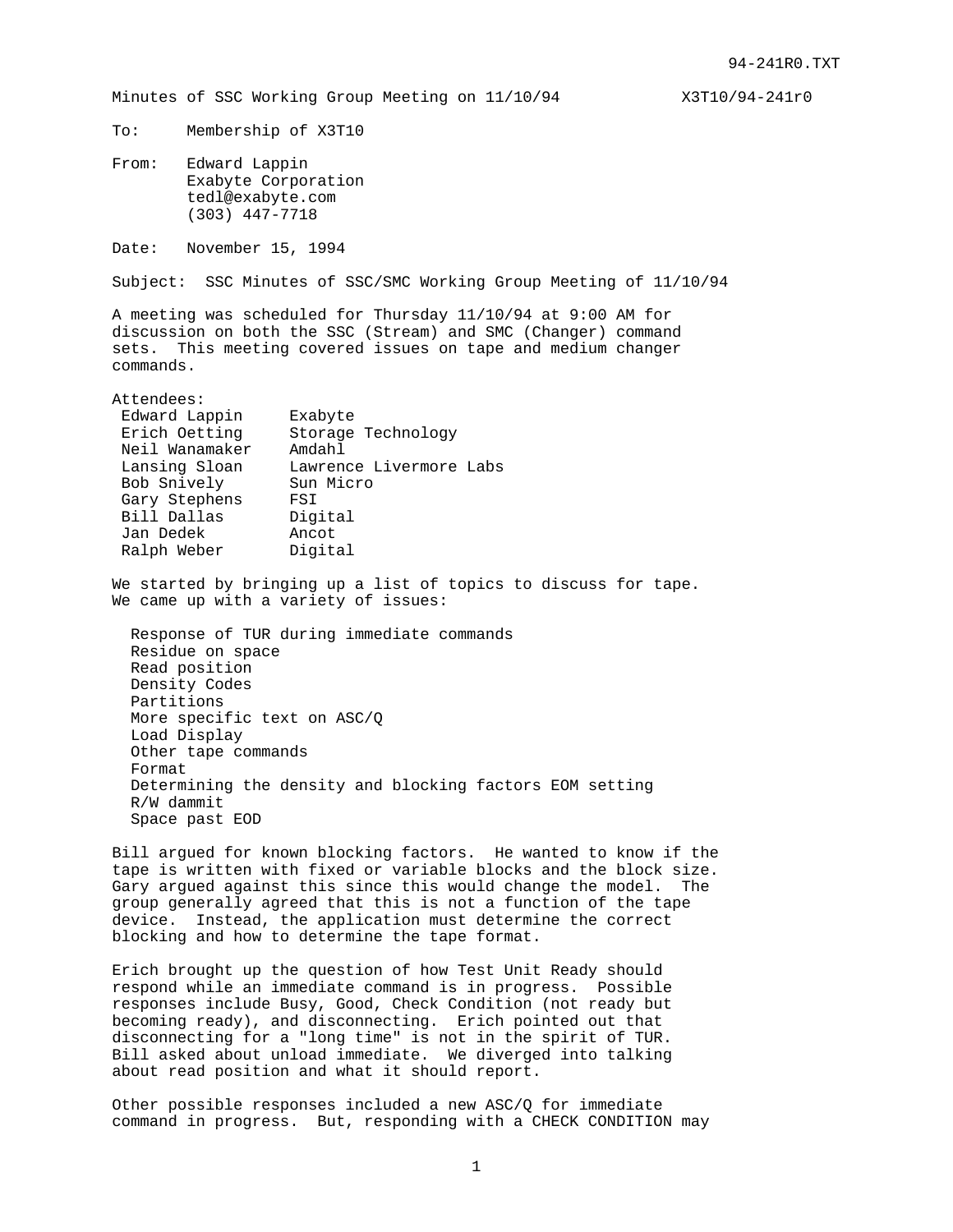Minutes of SSC Working Group Meeting on 11/10/94 X3T10/94-241r0

To: Membership of X3T10

From: Edward Lappin
Exabyte Corporation
tedl@exabyte.com
(303) 447-7718

Date: November 15, 1994

Subject: SSC Minutes of SSC/SMC Working Group Meeting of 11/10/94

A meeting was scheduled for Thursday 11/10/94 at 9:00 AM for discussion on both the SSC (Stream) and SMC (Changer) command sets. This meeting covered issues on tape and medium changer commands.

Attendees:

| | |
|---|---|
| Edward Lappin | Exabyte |
| Erich Oetting | Storage Technology |
| Neil Wanamaker | Amdahl |
| Lansing Sloan | Lawrence Livermore Labs |
| Bob Snively | Sun Micro |
| Gary Stephens | FSI |
| Bill Dallas | Digital |
| Jan Dedek | Ancot |
| Ralph Weber | Digital |

We started by bringing up a list of topics to discuss for tape. We came up with a variety of issues:

- Response of TUR during immediate commands
- Residue on space
- Read position
- Density Codes
- Partitions
- More specific text on ASC/Q
- Load Display
- Other tape commands
- Format
- Determining the density and blocking factors EOM setting
- R/W dammit
- Space past EOD

Bill argued for known blocking factors. He wanted to know if the tape is written with fixed or variable blocks and the block size. Gary argued against this since this would change the model. The group generally agreed that this is not a function of the tape device. Instead, the application must determine the correct blocking and how to determine the tape format.

Erich brought up the question of how Test Unit Ready should respond while an immediate command is in progress. Possible responses include Busy, Good, Check Condition (not ready but becoming ready), and disconnecting. Erich pointed out that disconnecting for a "long time" is not in the spirit of TUR. Bill asked about unload immediate. We diverged into talking about read position and what it should report.

Other possible responses included a new ASC/Q for immediate command in progress. But, responding with a CHECK CONDITION may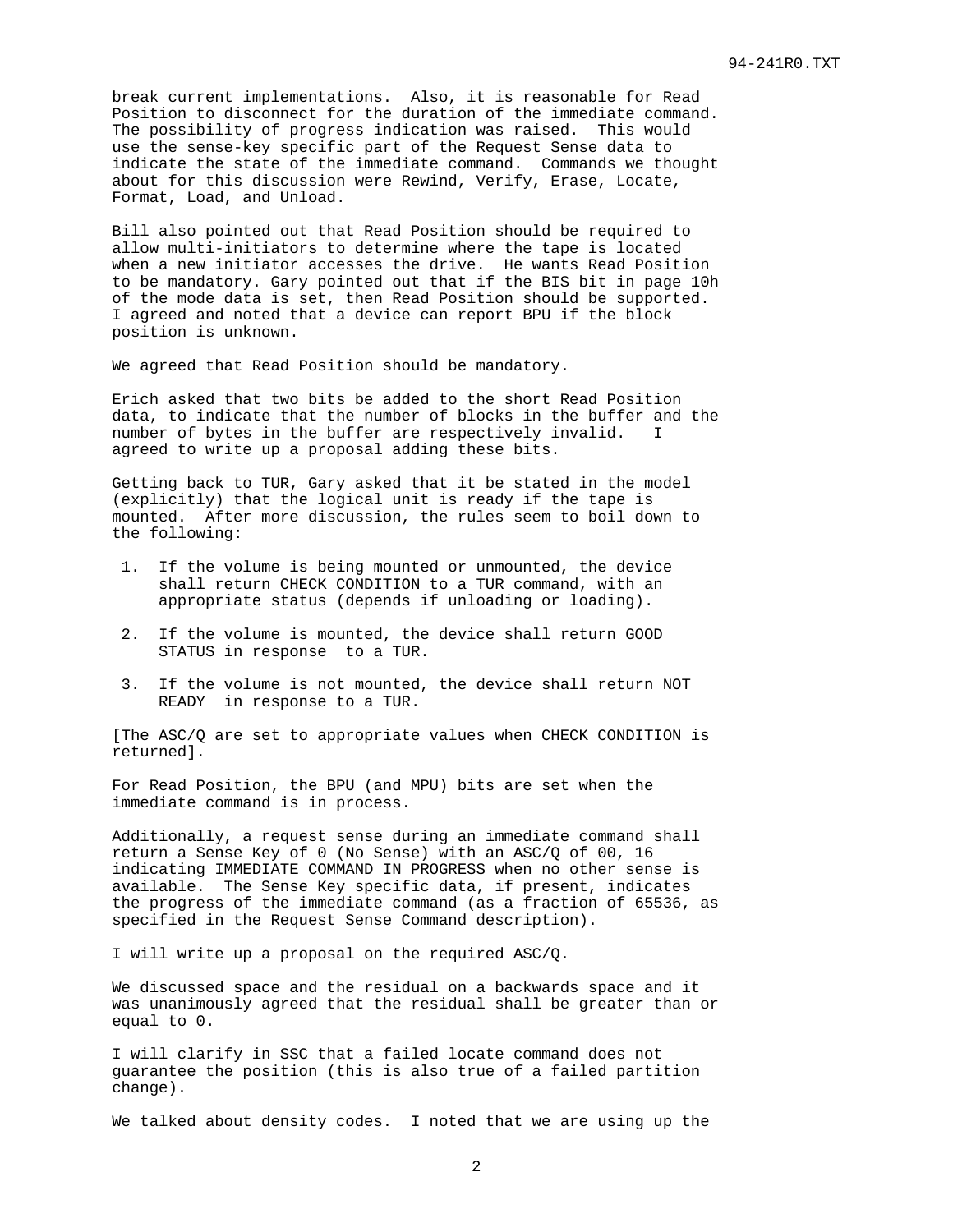break current implementations. Also, it is reasonable for Read Position to disconnect for the duration of the immediate command. The possibility of progress indication was raised. This would use the sense-key specific part of the Request Sense data to indicate the state of the immediate command. Commands we thought about for this discussion were Rewind, Verify, Erase, Locate, Format, Load, and Unload.

Bill also pointed out that Read Position should be required to allow multi-initiators to determine where the tape is located when a new initiator accesses the drive. He wants Read Position to be mandatory. Gary pointed out that if the BIS bit in page 10h of the mode data is set, then Read Position should be supported. I agreed and noted that a device can report BPU if the block position is unknown.

We agreed that Read Position should be mandatory.

Erich asked that two bits be added to the short Read Position data, to indicate that the number of blocks in the buffer and the number of bytes in the buffer are respectively invalid. I agreed to write up a proposal adding these bits.

Getting back to TUR, Gary asked that it be stated in the model (explicitly) that the logical unit is ready if the tape is mounted. After more discussion, the rules seem to boil down to the following:

1. If the volume is being mounted or unmounted, the device shall return CHECK CONDITION to a TUR command, with an appropriate status (depends if unloading or loading).

2. If the volume is mounted, the device shall return GOOD STATUS in response to a TUR.

3. If the volume is not mounted, the device shall return NOT READY in response to a TUR.

[The ASC/Q are set to appropriate values when CHECK CONDITION is returned].

For Read Position, the BPU (and MPU) bits are set when the immediate command is in process.

Additionally, a request sense during an immediate command shall return a Sense Key of 0 (No Sense) with an ASC/Q of 00, 16 indicating IMMEDIATE COMMAND IN PROGRESS when no other sense is available. The Sense Key specific data, if present, indicates the progress of the immediate command (as a fraction of 65536, as specified in the Request Sense Command description).

I will write up a proposal on the required ASC/Q.

We discussed space and the residual on a backwards space and it was unanimously agreed that the residual shall be greater than or equal to 0.

I will clarify in SSC that a failed locate command does not guarantee the position (this is also true of a failed partition change).

We talked about density codes. I noted that we are using up the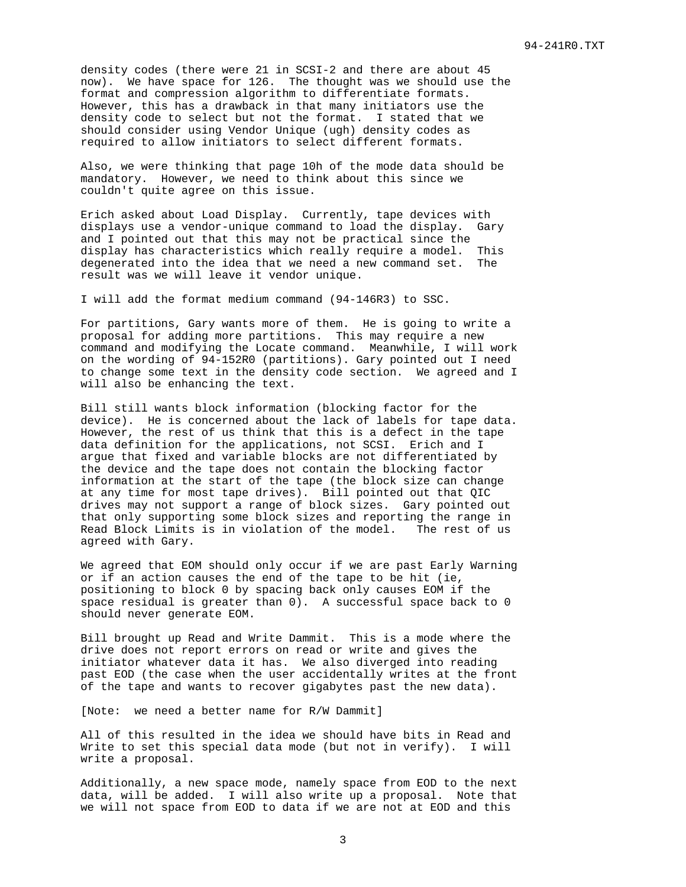density codes (there were 21 in SCSI-2 and there are about 45 now). We have space for 126. The thought was we should use the format and compression algorithm to differentiate formats. However, this has a drawback in that many initiators use the density code to select but not the format. I stated that we should consider using Vendor Unique (ugh) density codes as required to allow initiators to select different formats.

Also, we were thinking that page 10h of the mode data should be mandatory. However, we need to think about this since we couldn't quite agree on this issue.

Erich asked about Load Display. Currently, tape devices with displays use a vendor-unique command to load the display. Gary and I pointed out that this may not be practical since the display has characteristics which really require a model. This degenerated into the idea that we need a new command set. The result was we will leave it vendor unique.

I will add the format medium command (94-146R3) to SSC.

For partitions, Gary wants more of them. He is going to write a proposal for adding more partitions. This may require a new command and modifying the Locate command. Meanwhile, I will work on the wording of 94-152R0 (partitions). Gary pointed out I need to change some text in the density code section. We agreed and I will also be enhancing the text.

Bill still wants block information (blocking factor for the device). He is concerned about the lack of labels for tape data. However, the rest of us think that this is a defect in the tape data definition for the applications, not SCSI. Erich and I argue that fixed and variable blocks are not differentiated by the device and the tape does not contain the blocking factor information at the start of the tape (the block size can change at any time for most tape drives). Bill pointed out that QIC drives may not support a range of block sizes. Gary pointed out that only supporting some block sizes and reporting the range in Read Block Limits is in violation of the model. The rest of us agreed with Gary.

We agreed that EOM should only occur if we are past Early Warning or if an action causes the end of the tape to be hit (ie, positioning to block 0 by spacing back only causes EOM if the space residual is greater than 0). A successful space back to 0 should never generate EOM.

Bill brought up Read and Write Dammit. This is a mode where the drive does not report errors on read or write and gives the initiator whatever data it has. We also diverged into reading past EOD (the case when the user accidentally writes at the front of the tape and wants to recover gigabytes past the new data).

[Note: we need a better name for R/W Dammit]

All of this resulted in the idea we should have bits in Read and Write to set this special data mode (but not in verify). I will write a proposal.

Additionally, a new space mode, namely space from EOD to the next data, will be added. I will also write up a proposal. Note that we will not space from EOD to data if we are not at EOD and this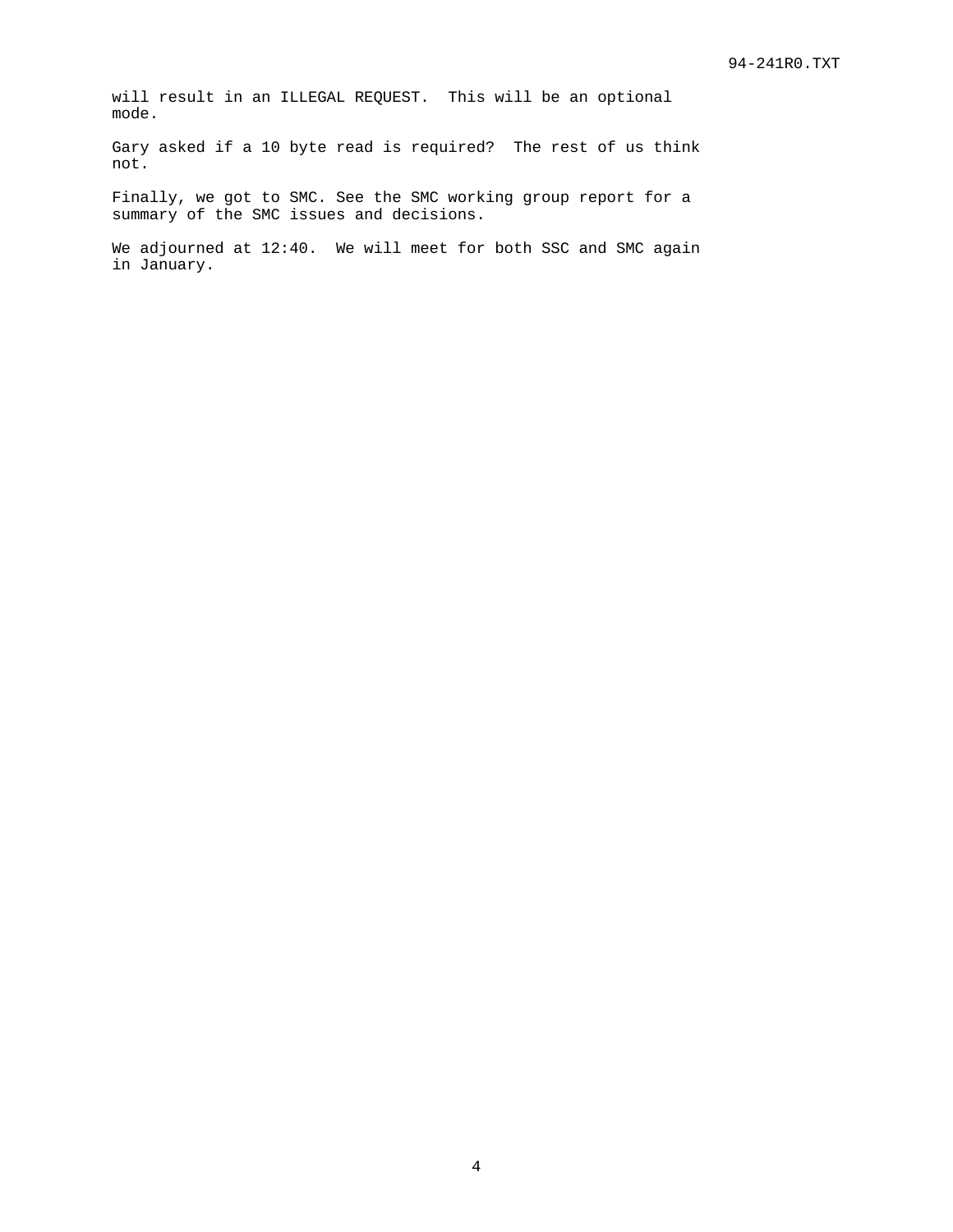will result in an ILLEGAL REQUEST. This will be an optional mode.

Gary asked if a 10 byte read is required? The rest of us think not.

Finally, we got to SMC. See the SMC working group report for a summary of the SMC issues and decisions.

We adjourned at 12:40. We will meet for both SSC and SMC again in January.